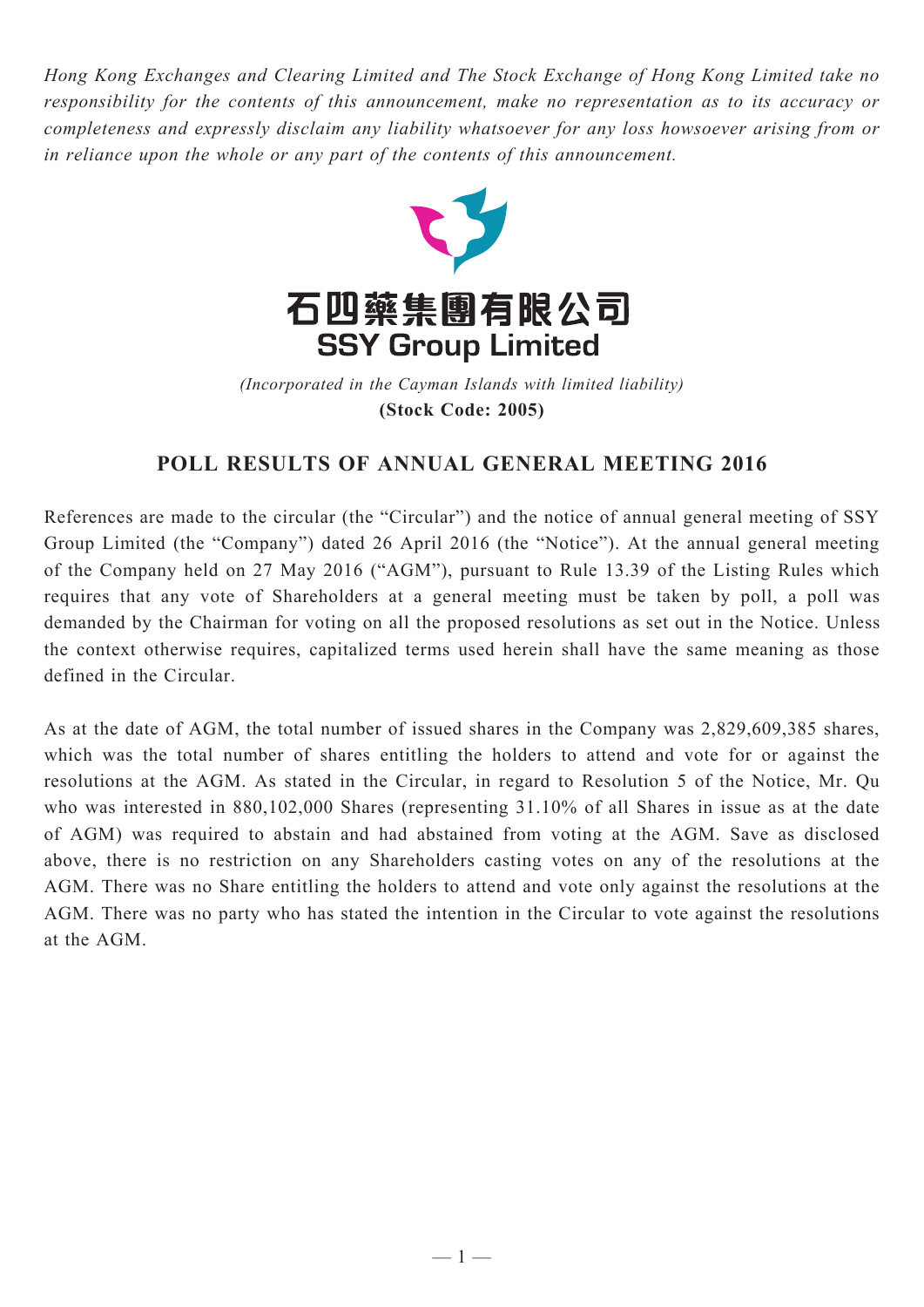*Hong Kong Exchanges and Clearing Limited and The Stock Exchange of Hong Kong Limited take no responsibility for the contents of this announcement, make no representation as to its accuracy or completeness and expressly disclaim any liability whatsoever for any loss howsoever arising from or in reliance upon the whole or any part of the contents of this announcement.*

**石四藥集團有限公司**
**SSY Group Limited**

*(Incorporated in the Cayman Islands with limited liability)*
**(Stock Code: 2005)**

## POLL RESULTS OF ANNUAL GENERAL MEETING 2016

References are made to the circular (the "Circular") and the notice of annual general meeting of SSY Group Limited (the "Company") dated 26 April 2016 (the "Notice"). At the annual general meeting of the Company held on 27 May 2016 ("AGM"), pursuant to Rule 13.39 of the Listing Rules which requires that any vote of Shareholders at a general meeting must be taken by poll, a poll was demanded by the Chairman for voting on all the proposed resolutions as set out in the Notice. Unless the context otherwise requires, capitalized terms used herein shall have the same meaning as those defined in the Circular.

As at the date of AGM, the total number of issued shares in the Company was 2,829,609,385 shares, which was the total number of shares entitling the holders to attend and vote for or against the resolutions at the AGM. As stated in the Circular, in regard to Resolution 5 of the Notice, Mr. Qu who was interested in 880,102,000 Shares (representing 31.10% of all Shares in issue as at the date of AGM) was required to abstain and had abstained from voting at the AGM. Save as disclosed above, there is no restriction on any Shareholders casting votes on any of the resolutions at the AGM. There was no Share entitling the holders to attend and vote only against the resolutions at the AGM. There was no party who has stated the intention in the Circular to vote against the resolutions at the AGM.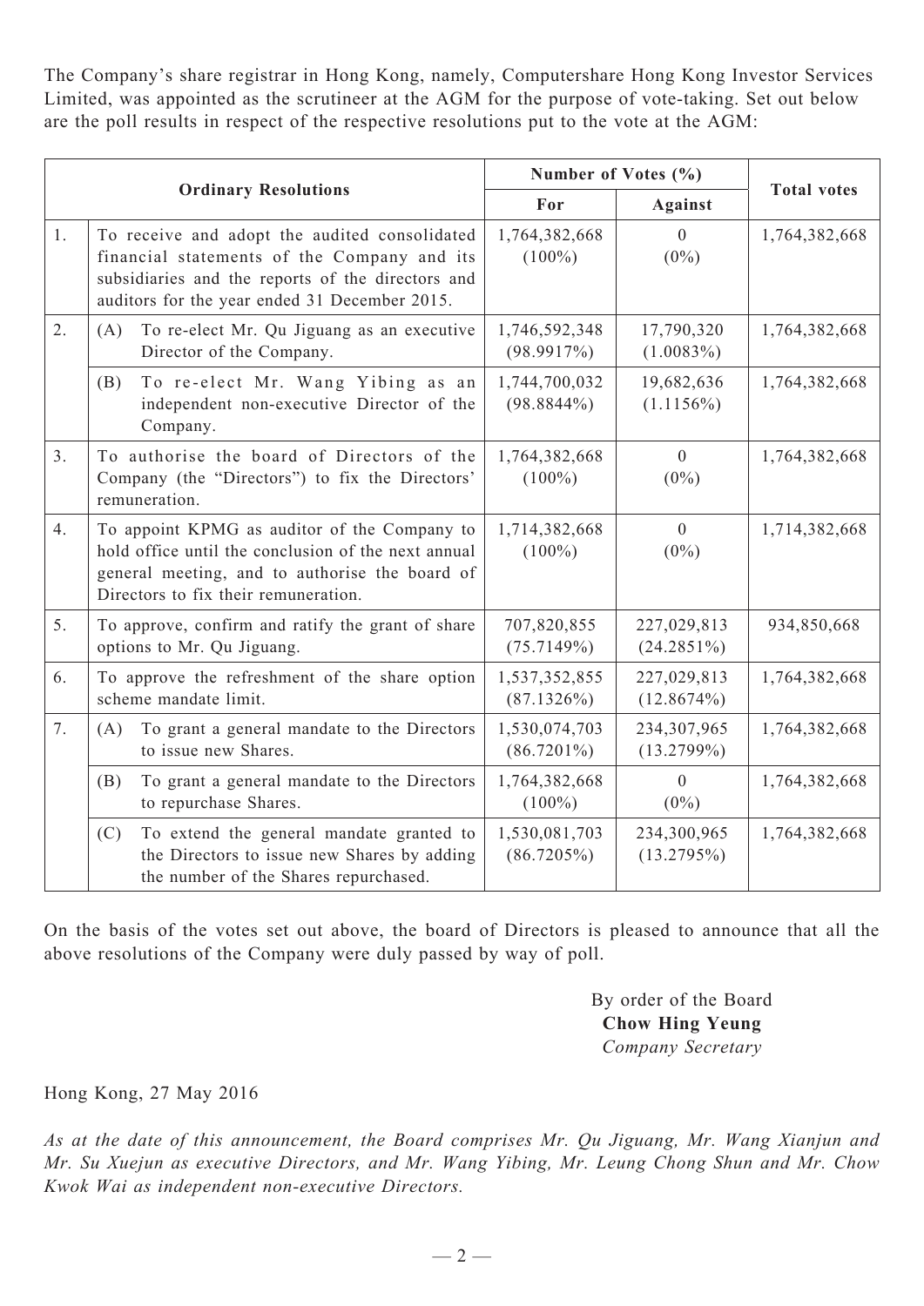The Company's share registrar in Hong Kong, namely, Computershare Hong Kong Investor Services Limited, was appointed as the scrutineer at the AGM for the purpose of vote-taking. Set out below are the poll results in respect of the respective resolutions put to the vote at the AGM:

| Ordinary Resolutions | | Number of Votes (%) | | Total votes |
|---|---|---|---|---|
| | | For | Against | |
| 1. | To receive and adopt the audited consolidated financial statements of the Company and its subsidiaries and the reports of the directors and auditors for the year ended 31 December 2015. | 1,764,382,668 (100%) | 0 (0%) | 1,764,382,668 |
| 2. | (A) To re-elect Mr. Qu Jiguang as an executive Director of the Company. | 1,746,592,348 (98.9917%) | 17,790,320 (1.0083%) | 1,764,382,668 |
| | (B) To re-elect Mr. Wang Yibing as an independent non-executive Director of the Company. | 1,744,700,032 (98.8844%) | 19,682,636 (1.1156%) | 1,764,382,668 |
| 3. | To authorise the board of Directors of the Company (the "Directors") to fix the Directors' remuneration. | 1,764,382,668 (100%) | 0 (0%) | 1,764,382,668 |
| 4. | To appoint KPMG as auditor of the Company to hold office until the conclusion of the next annual general meeting, and to authorise the board of Directors to fix their remuneration. | 1,714,382,668 (100%) | 0 (0%) | 1,714,382,668 |
| 5. | To approve, confirm and ratify the grant of share options to Mr. Qu Jiguang. | 707,820,855 (75.7149%) | 227,029,813 (24.2851%) | 934,850,668 |
| 6. | To approve the refreshment of the share option scheme mandate limit. | 1,537,352,855 (87.1326%) | 227,029,813 (12.8674%) | 1,764,382,668 |
| 7. | (A) To grant a general mandate to the Directors to issue new Shares. | 1,530,074,703 (86.7201%) | 234,307,965 (13.2799%) | 1,764,382,668 |
| | (B) To grant a general mandate to the Directors to repurchase Shares. | 1,764,382,668 (100%) | 0 (0%) | 1,764,382,668 |
| | (C) To extend the general mandate granted to the Directors to issue new Shares by adding the number of the Shares repurchased. | 1,530,081,703 (86.7205%) | 234,300,965 (13.2795%) | 1,764,382,668 |

On the basis of the votes set out above, the board of Directors is pleased to announce that all the above resolutions of the Company were duly passed by way of poll.

By order of the Board
**Chow Hing Yeung**
*Company Secretary*

Hong Kong, 27 May 2016

*As at the date of this announcement, the Board comprises Mr. Qu Jiguang, Mr. Wang Xianjun and Mr. Su Xuejun as executive Directors, and Mr. Wang Yibing, Mr. Leung Chong Shun and Mr. Chow Kwok Wai as independent non-executive Directors.*